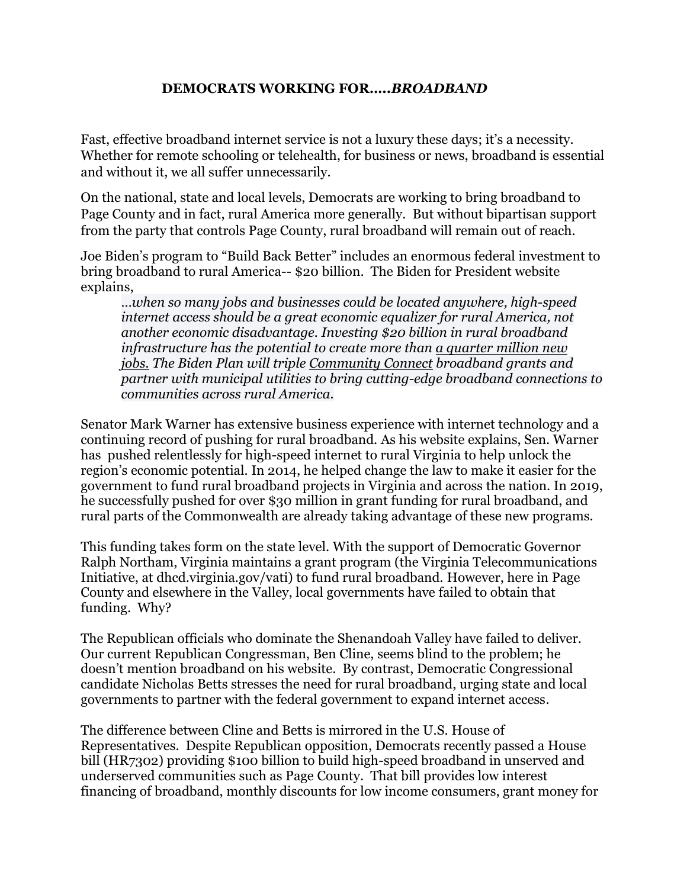# DEMOCRATS WORKING FOR.....*BROADBAND*

Fast, effective broadband internet service is not a luxury these days; it's a necessity. Whether for remote schooling or telehealth, for business or news, broadband is essential and without it, we all suffer unnecessarily.

On the national, state and local levels, Democrats are working to bring broadband to Page County and in fact, rural America more generally. But without bipartisan support from the party that controls Page County, rural broadband will remain out of reach.

Joe Biden's program to "Build Back Better" includes an enormous federal investment to bring broadband to rural America-- $20 billion. The Biden for President website explains,

> *...when so many jobs and businesses could be located anywhere, high-speed internet access should be a great economic equalizer for rural America, not another economic disadvantage. Investing $20 billion in rural broadband infrastructure has the potential to create more than a quarter million new jobs. The Biden Plan will triple Community Connect broadband grants and partner with municipal utilities to bring cutting-edge broadband connections to communities across rural America.*

Senator Mark Warner has extensive business experience with internet technology and a continuing record of pushing for rural broadband. As his website explains, Sen. Warner has pushed relentlessly for high-speed internet to rural Virginia to help unlock the region's economic potential. In 2014, he helped change the law to make it easier for the government to fund rural broadband projects in Virginia and across the nation. In 2019, he successfully pushed for over $30 million in grant funding for rural broadband, and rural parts of the Commonwealth are already taking advantage of these new programs.

This funding takes form on the state level. With the support of Democratic Governor Ralph Northam, Virginia maintains a grant program (the Virginia Telecommunications Initiative, at dhcd.virginia.gov/vati) to fund rural broadband. However, here in Page County and elsewhere in the Valley, local governments have failed to obtain that funding. Why?

The Republican officials who dominate the Shenandoah Valley have failed to deliver. Our current Republican Congressman, Ben Cline, seems blind to the problem; he doesn't mention broadband on his website. By contrast, Democratic Congressional candidate Nicholas Betts stresses the need for rural broadband, urging state and local governments to partner with the federal government to expand internet access.

The difference between Cline and Betts is mirrored in the U.S. House of Representatives. Despite Republican opposition, Democrats recently passed a House bill (HR7302) providing $100 billion to build high-speed broadband in unserved and underserved communities such as Page County. That bill provides low interest financing of broadband, monthly discounts for low income consumers, grant money for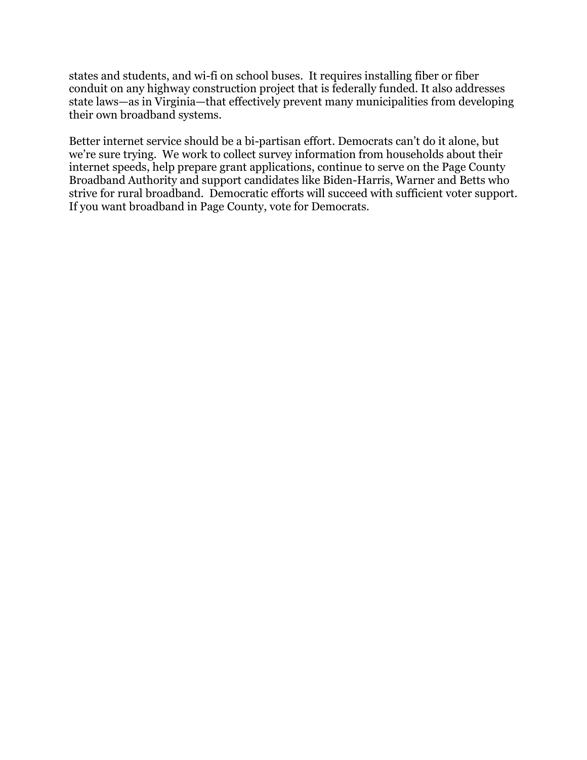states and students, and wi-fi on school buses. It requires installing fiber or fiber conduit on any highway construction project that is federally funded. It also addresses state laws—as in Virginia—that effectively prevent many municipalities from developing their own broadband systems.

Better internet service should be a bi-partisan effort. Democrats can't do it alone, but we're sure trying. We work to collect survey information from households about their internet speeds, help prepare grant applications, continue to serve on the Page County Broadband Authority and support candidates like Biden-Harris, Warner and Betts who strive for rural broadband. Democratic efforts will succeed with sufficient voter support. If you want broadband in Page County, vote for Democrats.